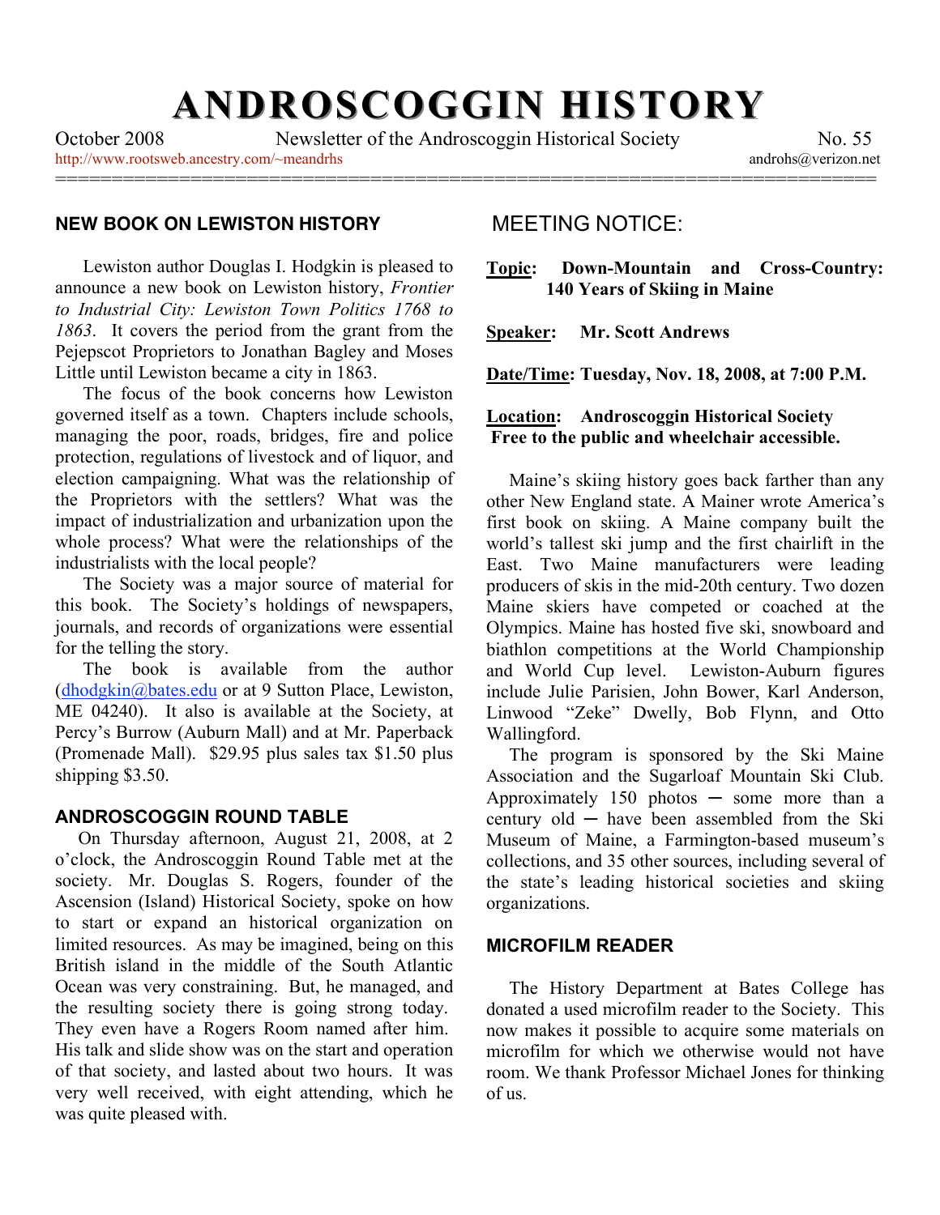# ANDROSCOGGIN HISTORY

October 2008 Newsletter of the Androscoggin Historical Society No. 55

http://www.rootsweb.ancestry.com/~meandrhs androhs@verizon.net

## NEW BOOK ON LEWISTON HISTORY

Lewiston author Douglas I. Hodgkin is pleased to announce a new book on Lewiston history, *Frontier to Industrial City: Lewiston Town Politics 1768 to 1863*. It covers the period from the grant from the Pejepscot Proprietors to Jonathan Bagley and Moses Little until Lewiston became a city in 1863.

The focus of the book concerns how Lewiston governed itself as a town. Chapters include schools, managing the poor, roads, bridges, fire and police protection, regulations of livestock and of liquor, and election campaigning. What was the relationship of the Proprietors with the settlers? What was the impact of industrialization and urbanization upon the whole process? What were the relationships of the industrialists with the local people?

The Society was a major source of material for this book. The Society's holdings of newspapers, journals, and records of organizations were essential for the telling the story.

The book is available from the author (dhodgkin@bates.edu or at 9 Sutton Place, Lewiston, ME 04240). It also is available at the Society, at Percy's Burrow (Auburn Mall) and at Mr. Paperback (Promenade Mall). $29.95 plus sales tax $1.50 plus shipping $3.50.

## ANDROSCOGGIN ROUND TABLE

On Thursday afternoon, August 21, 2008, at 2 o'clock, the Androscoggin Round Table met at the society. Mr. Douglas S. Rogers, founder of the Ascension (Island) Historical Society, spoke on how to start or expand an historical organization on limited resources. As may be imagined, being on this British island in the middle of the South Atlantic Ocean was very constraining. But, he managed, and the resulting society there is going strong today. They even have a Rogers Room named after him. His talk and slide show was on the start and operation of that society, and lasted about two hours. It was very well received, with eight attending, which he was quite pleased with.

## MEETING NOTICE:

**Topic: Down-Mountain and Cross-Country: 140 Years of Skiing in Maine**

**Speaker: Mr. Scott Andrews**

**Date/Time: Tuesday, Nov. 18, 2008, at 7:00 P.M.**

**Location: Androscoggin Historical Society**
**Free to the public and wheelchair accessible.**

Maine's skiing history goes back farther than any other New England state. A Mainer wrote America's first book on skiing. A Maine company built the world's tallest ski jump and the first chairlift in the East. Two Maine manufacturers were leading producers of skis in the mid-20th century. Two dozen Maine skiers have competed or coached at the Olympics. Maine has hosted five ski, snowboard and biathlon competitions at the World Championship and World Cup level. Lewiston-Auburn figures include Julie Parisien, John Bower, Karl Anderson, Linwood "Zeke" Dwelly, Bob Flynn, and Otto Wallingford.

The program is sponsored by the Ski Maine Association and the Sugarloaf Mountain Ski Club. Approximately 150 photos — some more than a century old — have been assembled from the Ski Museum of Maine, a Farmington-based museum's collections, and 35 other sources, including several of the state's leading historical societies and skiing organizations.

## MICROFILM READER

The History Department at Bates College has donated a used microfilm reader to the Society. This now makes it possible to acquire some materials on microfilm for which we otherwise would not have room. We thank Professor Michael Jones for thinking of us.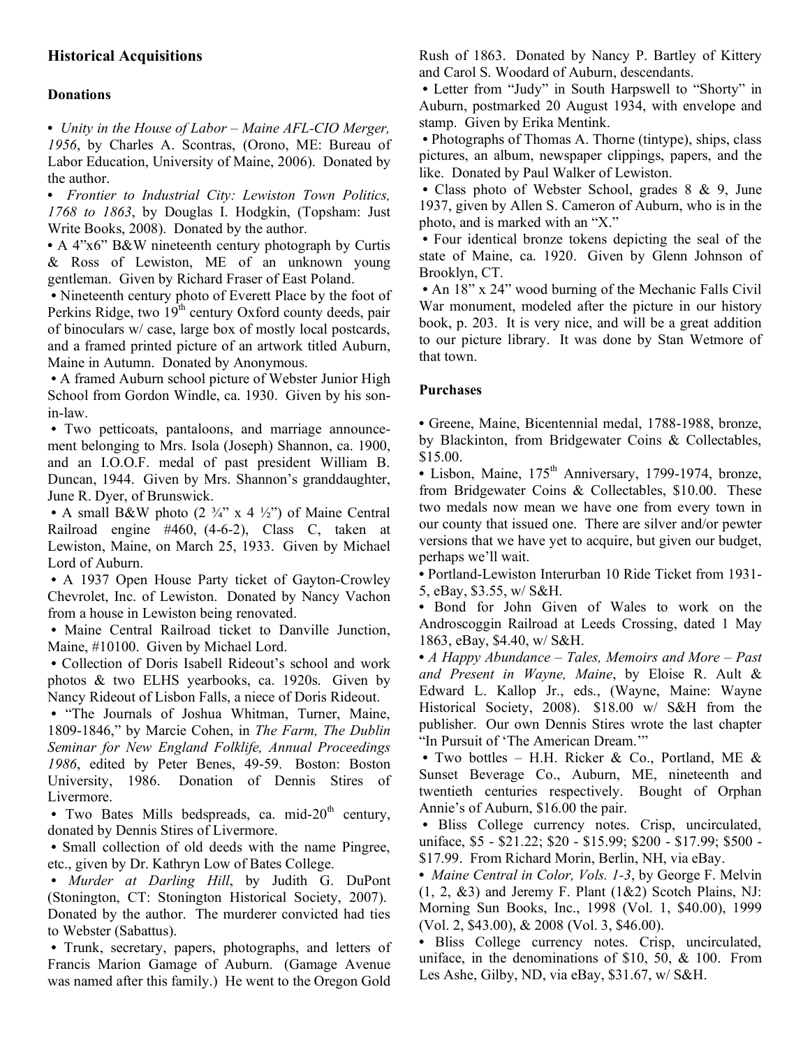## Historical Acquisitions

### Donations

- *Unity in the House of Labor – Maine AFL-CIO Merger, 1956*, by Charles A. Scontras, (Orono, ME: Bureau of Labor Education, University of Maine, 2006). Donated by the author.
- *Frontier to Industrial City: Lewiston Town Politics, 1768 to 1863*, by Douglas I. Hodgkin, (Topsham: Just Write Books, 2008). Donated by the author.
- A 4"x6" B&W nineteenth century photograph by Curtis & Ross of Lewiston, ME of an unknown young gentleman. Given by Richard Fraser of East Poland.
- Nineteenth century photo of Everett Place by the foot of Perkins Ridge, two 19th century Oxford county deeds, pair of binoculars w/ case, large box of mostly local postcards, and a framed printed picture of an artwork titled Auburn, Maine in Autumn. Donated by Anonymous.
- A framed Auburn school picture of Webster Junior High School from Gordon Windle, ca. 1930. Given by his son-in-law.
- Two petticoats, pantaloons, and marriage announcement belonging to Mrs. Isola (Joseph) Shannon, ca. 1900, and an I.O.O.F. medal of past president William B. Duncan, 1944. Given by Mrs. Shannon's granddaughter, June R. Dyer, of Brunswick.
- A small B&W photo (2 ¾" x 4 ½") of Maine Central Railroad engine #460, (4-6-2), Class C, taken at Lewiston, Maine, on March 25, 1933. Given by Michael Lord of Auburn.
- A 1937 Open House Party ticket of Gayton-Crowley Chevrolet, Inc. of Lewiston. Donated by Nancy Vachon from a house in Lewiston being renovated.
- Maine Central Railroad ticket to Danville Junction, Maine, #10100. Given by Michael Lord.
- Collection of Doris Isabell Rideout's school and work photos & two ELHS yearbooks, ca. 1920s. Given by Nancy Rideout of Lisbon Falls, a niece of Doris Rideout.
- "The Journals of Joshua Whitman, Turner, Maine, 1809-1846," by Marcie Cohen, in *The Farm, The Dublin Seminar for New England Folklife, Annual Proceedings 1986*, edited by Peter Benes, 49-59. Boston: Boston University, 1986. Donation of Dennis Stires of Livermore.
- Two Bates Mills bedspreads, ca. mid-20th century, donated by Dennis Stires of Livermore.
- Small collection of old deeds with the name Pingree, etc., given by Dr. Kathryn Low of Bates College.
- *Murder at Darling Hill*, by Judith G. DuPont (Stonington, CT: Stonington Historical Society, 2007). Donated by the author. The murderer convicted had ties to Webster (Sabattus).
- Trunk, secretary, papers, photographs, and letters of Francis Marion Gamage of Auburn. (Gamage Avenue was named after this family.) He went to the Oregon Gold Rush of 1863. Donated by Nancy P. Bartley of Kittery and Carol S. Woodard of Auburn, descendants.
- Letter from "Judy" in South Harpswell to "Shorty" in Auburn, postmarked 20 August 1934, with envelope and stamp. Given by Erika Mentink.
- Photographs of Thomas A. Thorne (tintype), ships, class pictures, an album, newspaper clippings, papers, and the like. Donated by Paul Walker of Lewiston.
- Class photo of Webster School, grades 8 & 9, June 1937, given by Allen S. Cameron of Auburn, who is in the photo, and is marked with an "X."
- Four identical bronze tokens depicting the seal of the state of Maine, ca. 1920. Given by Glenn Johnson of Brooklyn, CT.
- An 18" x 24" wood burning of the Mechanic Falls Civil War monument, modeled after the picture in our history book, p. 203. It is very nice, and will be a great addition to our picture library. It was done by Stan Wetmore of that town.

### Purchases

- Greene, Maine, Bicentennial medal, 1788-1988, bronze, by Blackinton, from Bridgewater Coins & Collectables, $15.00.
- Lisbon, Maine, 175th Anniversary, 1799-1974, bronze, from Bridgewater Coins & Collectables, $10.00. These two medals now mean we have one from every town in our county that issued one. There are silver and/or pewter versions that we have yet to acquire, but given our budget, perhaps we'll wait.
- Portland-Lewiston Interurban 10 Ride Ticket from 1931-5, eBay, $3.55, w/ S&H.
- Bond for John Given of Wales to work on the Androscoggin Railroad at Leeds Crossing, dated 1 May 1863, eBay, $4.40, w/ S&H.
- *A Happy Abundance – Tales, Memoirs and More – Past and Present in Wayne, Maine*, by Eloise R. Ault & Edward L. Kallop Jr., eds., (Wayne, Maine: Wayne Historical Society, 2008). $18.00 w/ S&H from the publisher. Our own Dennis Stires wrote the last chapter "In Pursuit of 'The American Dream.'"
- Two bottles – H.H. Ricker & Co., Portland, ME & Sunset Beverage Co., Auburn, ME, nineteenth and twentieth centuries respectively. Bought of Orphan Annie's of Auburn, $16.00 the pair.
- Bliss College currency notes. Crisp, uncirculated, uniface, $5 - $21.22; $20 - $15.99; $200 - $17.99; $500 - $17.99. From Richard Morin, Berlin, NH, via eBay.
- *Maine Central in Color, Vols. 1-3*, by George F. Melvin (1, 2, &3) and Jeremy F. Plant (1&2) Scotch Plains, NJ: Morning Sun Books, Inc., 1998 (Vol. 1, $40.00), 1999 (Vol. 2, $43.00), & 2008 (Vol. 3, $46.00).
- Bliss College currency notes. Crisp, uncirculated, uniface, in the denominations of $10, 50, & 100. From Les Ashe, Gilby, ND, via eBay, $31.67, w/ S&H.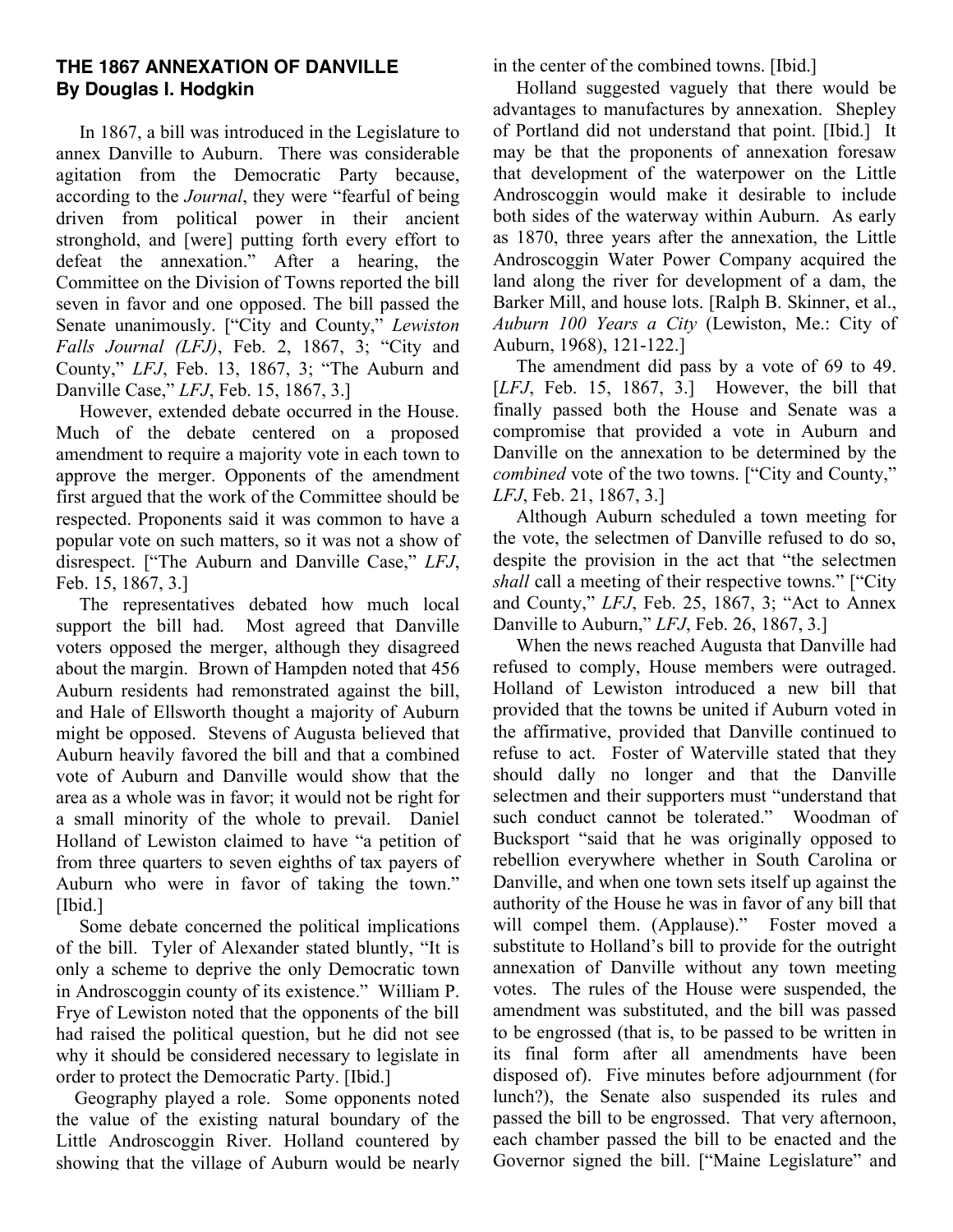**THE 1867 ANNEXATION OF DANVILLE**
**By Douglas I. Hodgkin**

In 1867, a bill was introduced in the Legislature to annex Danville to Auburn. There was considerable agitation from the Democratic Party because, according to the *Journal*, they were "fearful of being driven from political power in their ancient stronghold, and [were] putting forth every effort to defeat the annexation." After a hearing, the Committee on the Division of Towns reported the bill seven in favor and one opposed. The bill passed the Senate unanimously. ["City and County," *Lewiston Falls Journal (LFJ)*, Feb. 2, 1867, 3; "City and County," *LFJ*, Feb. 13, 1867, 3; "The Auburn and Danville Case," *LFJ*, Feb. 15, 1867, 3.]

However, extended debate occurred in the House. Much of the debate centered on a proposed amendment to require a majority vote in each town to approve the merger. Opponents of the amendment first argued that the work of the Committee should be respected. Proponents said it was common to have a popular vote on such matters, so it was not a show of disrespect. ["The Auburn and Danville Case," *LFJ*, Feb. 15, 1867, 3.]

The representatives debated how much local support the bill had. Most agreed that Danville voters opposed the merger, although they disagreed about the margin. Brown of Hampden noted that 456 Auburn residents had remonstrated against the bill, and Hale of Ellsworth thought a majority of Auburn might be opposed. Stevens of Augusta believed that Auburn heavily favored the bill and that a combined vote of Auburn and Danville would show that the area as a whole was in favor; it would not be right for a small minority of the whole to prevail. Daniel Holland of Lewiston claimed to have "a petition of from three quarters to seven eighths of tax payers of Auburn who were in favor of taking the town." [Ibid.]

Some debate concerned the political implications of the bill. Tyler of Alexander stated bluntly, "It is only a scheme to deprive the only Democratic town in Androscoggin county of its existence." William P. Frye of Lewiston noted that the opponents of the bill had raised the political question, but he did not see why it should be considered necessary to legislate in order to protect the Democratic Party. [Ibid.]

Geography played a role. Some opponents noted the value of the existing natural boundary of the Little Androscoggin River. Holland countered by showing that the village of Auburn would be nearly in the center of the combined towns. [Ibid.]

Holland suggested vaguely that there would be advantages to manufactures by annexation. Shepley of Portland did not understand that point. [Ibid.] It may be that the proponents of annexation foresaw that development of the waterpower on the Little Androscoggin would make it desirable to include both sides of the waterway within Auburn. As early as 1870, three years after the annexation, the Little Androscoggin Water Power Company acquired the land along the river for development of a dam, the Barker Mill, and house lots. [Ralph B. Skinner, et al., *Auburn 100 Years a City* (Lewiston, Me.: City of Auburn, 1968), 121-122.]

The amendment did pass by a vote of 69 to 49. [*LFJ*, Feb. 15, 1867, 3.] However, the bill that finally passed both the House and Senate was a compromise that provided a vote in Auburn and Danville on the annexation to be determined by the *combined* vote of the two towns. ["City and County," *LFJ*, Feb. 21, 1867, 3.]

Although Auburn scheduled a town meeting for the vote, the selectmen of Danville refused to do so, despite the provision in the act that "the selectmen *shall* call a meeting of their respective towns." ["City and County," *LFJ*, Feb. 25, 1867, 3; "Act to Annex Danville to Auburn," *LFJ*, Feb. 26, 1867, 3.]

When the news reached Augusta that Danville had refused to comply, House members were outraged. Holland of Lewiston introduced a new bill that provided that the towns be united if Auburn voted in the affirmative, provided that Danville continued to refuse to act. Foster of Waterville stated that they should dally no longer and that the Danville selectmen and their supporters must "understand that such conduct cannot be tolerated." Woodman of Bucksport "said that he was originally opposed to rebellion everywhere whether in South Carolina or Danville, and when one town sets itself up against the authority of the House he was in favor of any bill that will compel them. (Applause)." Foster moved a substitute to Holland's bill to provide for the outright annexation of Danville without any town meeting votes. The rules of the House were suspended, the amendment was substituted, and the bill was passed to be engrossed (that is, to be passed to be written in its final form after all amendments have been disposed of). Five minutes before adjournment (for lunch?), the Senate also suspended its rules and passed the bill to be engrossed. That very afternoon, each chamber passed the bill to be enacted and the Governor signed the bill. ["Maine Legislature" and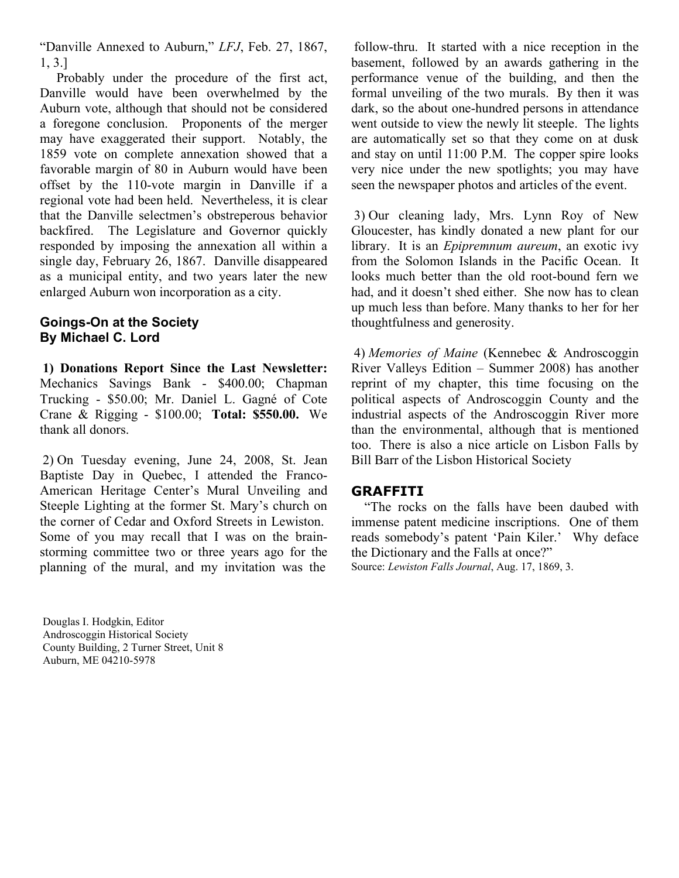"Danville Annexed to Auburn," *LFJ*, Feb. 27, 1867, 1, 3.]

Probably under the procedure of the first act, Danville would have been overwhelmed by the Auburn vote, although that should not be considered a foregone conclusion. Proponents of the merger may have exaggerated their support. Notably, the 1859 vote on complete annexation showed that a favorable margin of 80 in Auburn would have been offset by the 110-vote margin in Danville if a regional vote had been held. Nevertheless, it is clear that the Danville selectmen's obstreperous behavior backfired. The Legislature and Governor quickly responded by imposing the annexation all within a single day, February 26, 1867. Danville disappeared as a municipal entity, and two years later the new enlarged Auburn won incorporation as a city.

## Goings-On at the Society
## By Michael C. Lord

**1) Donations Report Since the Last Newsletter:** Mechanics Savings Bank - $400.00; Chapman Trucking - $50.00; Mr. Daniel L. Gagné of Cote Crane & Rigging - $100.00; **Total: $550.00.** We thank all donors.

2) On Tuesday evening, June 24, 2008, St. Jean Baptiste Day in Quebec, I attended the Franco-American Heritage Center's Mural Unveiling and Steeple Lighting at the former St. Mary's church on the corner of Cedar and Oxford Streets in Lewiston. Some of you may recall that I was on the brain-storming committee two or three years ago for the planning of the mural, and my invitation was the follow-thru. It started with a nice reception in the basement, followed by an awards gathering in the performance venue of the building, and then the formal unveiling of the two murals. By then it was dark, so the about one-hundred persons in attendance went outside to view the newly lit steeple. The lights are automatically set so that they come on at dusk and stay on until 11:00 P.M. The copper spire looks very nice under the new spotlights; you may have seen the newspaper photos and articles of the event.

3) Our cleaning lady, Mrs. Lynn Roy of New Gloucester, has kindly donated a new plant for our library. It is an *Epipremnum aureum*, an exotic ivy from the Solomon Islands in the Pacific Ocean. It looks much better than the old root-bound fern we had, and it doesn't shed either. She now has to clean up much less than before. Many thanks to her for her thoughtfulness and generosity.

4) *Memories of Maine* (Kennebec & Androscoggin River Valleys Edition – Summer 2008) has another reprint of my chapter, this time focusing on the political aspects of Androscoggin County and the industrial aspects of the Androscoggin River more than the environmental, although that is mentioned too. There is also a nice article on Lisbon Falls by Bill Barr of the Lisbon Historical Society

## GRAFFITI

"The rocks on the falls have been daubed with immense patent medicine inscriptions. One of them reads somebody's patent 'Pain Kiler.' Why deface the Dictionary and the Falls at once?"

Source: *Lewiston Falls Journal*, Aug. 17, 1869, 3.

Douglas I. Hodgkin, Editor
Androscoggin Historical Society
County Building, 2 Turner Street, Unit 8
Auburn, ME 04210-5978